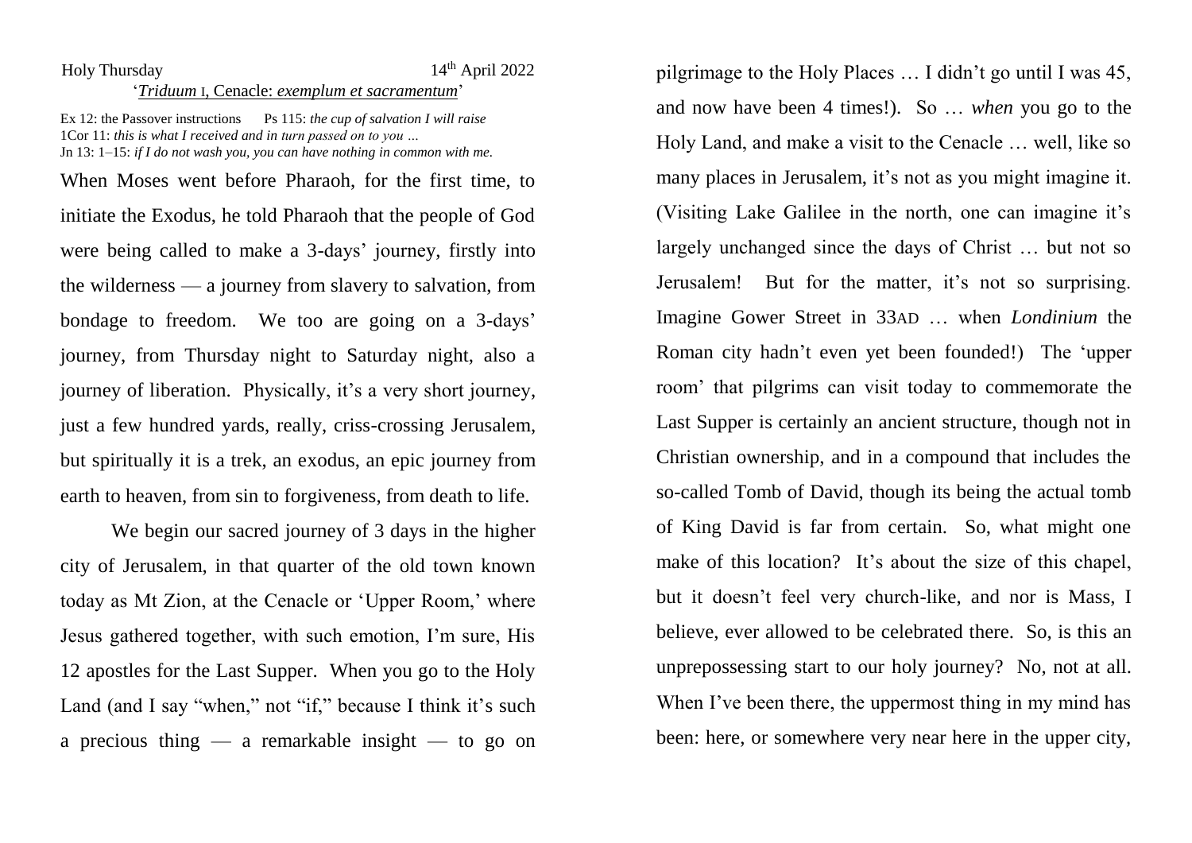Holy Thursday 14th April 2022

'*Triduum* I, Cenacle: *exemplum et sacramentum*'

Ex 12: the Passover instructions  Ps 115: *the cup of salvation I will raise*
1Cor 11: *this is what I received and in turn passed on to you …*
Jn 13: 1–15: *if I do not wash you, you can have nothing in common with me.*

When Moses went before Pharaoh, for the first time, to initiate the Exodus, he told Pharaoh that the people of God were being called to make a 3-days' journey, firstly into the wilderness — a journey from slavery to salvation, from bondage to freedom. We too are going on a 3-days' journey, from Thursday night to Saturday night, also a journey of liberation. Physically, it's a very short journey, just a few hundred yards, really, criss-crossing Jerusalem, but spiritually it is a trek, an exodus, an epic journey from earth to heaven, from sin to forgiveness, from death to life.

We begin our sacred journey of 3 days in the higher city of Jerusalem, in that quarter of the old town known today as Mt Zion, at the Cenacle or 'Upper Room,' where Jesus gathered together, with such emotion, I'm sure, His 12 apostles for the Last Supper. When you go to the Holy Land (and I say "when," not "if," because I think it's such a precious thing — a remarkable insight — to go on pilgrimage to the Holy Places … I didn't go until I was 45, and now have been 4 times!). So … *when* you go to the Holy Land, and make a visit to the Cenacle … well, like so many places in Jerusalem, it's not as you might imagine it. (Visiting Lake Galilee in the north, one can imagine it's largely unchanged since the days of Christ … but not so Jerusalem! But for the matter, it's not so surprising. Imagine Gower Street in 33AD … when *Londinium* the Roman city hadn't even yet been founded!) The 'upper room' that pilgrims can visit today to commemorate the Last Supper is certainly an ancient structure, though not in Christian ownership, and in a compound that includes the so-called Tomb of David, though its being the actual tomb of King David is far from certain. So, what might one make of this location? It's about the size of this chapel, but it doesn't feel very church-like, and nor is Mass, I believe, ever allowed to be celebrated there. So, is this an unprepossessing start to our holy journey? No, not at all. When I've been there, the uppermost thing in my mind has been: here, or somewhere very near here in the upper city,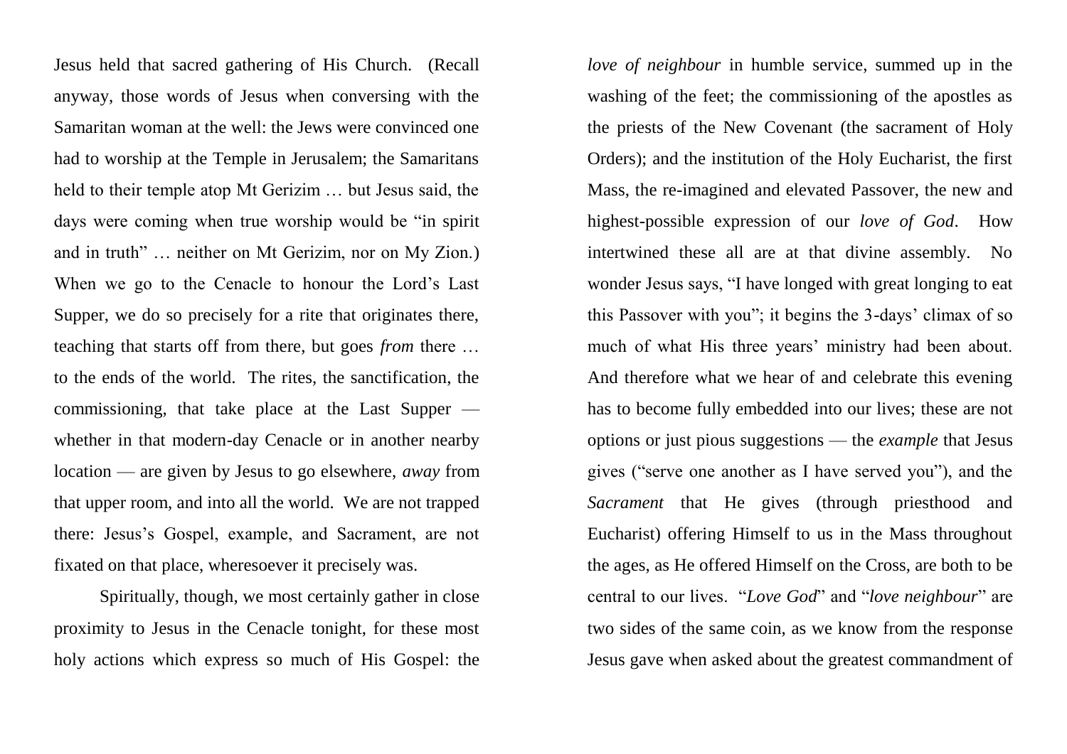Jesus held that sacred gathering of His Church. (Recall anyway, those words of Jesus when conversing with the Samaritan woman at the well: the Jews were convinced one had to worship at the Temple in Jerusalem; the Samaritans held to their temple atop Mt Gerizim … but Jesus said, the days were coming when true worship would be "in spirit and in truth" … neither on Mt Gerizim, nor on My Zion.) When we go to the Cenacle to honour the Lord's Last Supper, we do so precisely for a rite that originates there, teaching that starts off from there, but goes *from* there … to the ends of the world. The rites, the sanctification, the commissioning, that take place at the Last Supper — whether in that modern-day Cenacle or in another nearby location — are given by Jesus to go elsewhere, *away* from that upper room, and into all the world. We are not trapped there: Jesus's Gospel, example, and Sacrament, are not fixated on that place, wheresoever it precisely was.

Spiritually, though, we most certainly gather in close proximity to Jesus in the Cenacle tonight, for these most holy actions which express so much of His Gospel: the *love of neighbour* in humble service, summed up in the washing of the feet; the commissioning of the apostles as the priests of the New Covenant (the sacrament of Holy Orders); and the institution of the Holy Eucharist, the first Mass, the re-imagined and elevated Passover, the new and highest-possible expression of our *love of God*. How intertwined these all are at that divine assembly. No wonder Jesus says, "I have longed with great longing to eat this Passover with you"; it begins the 3-days' climax of so much of what His three years' ministry had been about. And therefore what we hear of and celebrate this evening has to become fully embedded into our lives; these are not options or just pious suggestions — the *example* that Jesus gives ("serve one another as I have served you"), and the *Sacrament* that He gives (through priesthood and Eucharist) offering Himself to us in the Mass throughout the ages, as He offered Himself on the Cross, are both to be central to our lives. "*Love God*" and "*love neighbour*" are two sides of the same coin, as we know from the response Jesus gave when asked about the greatest commandment of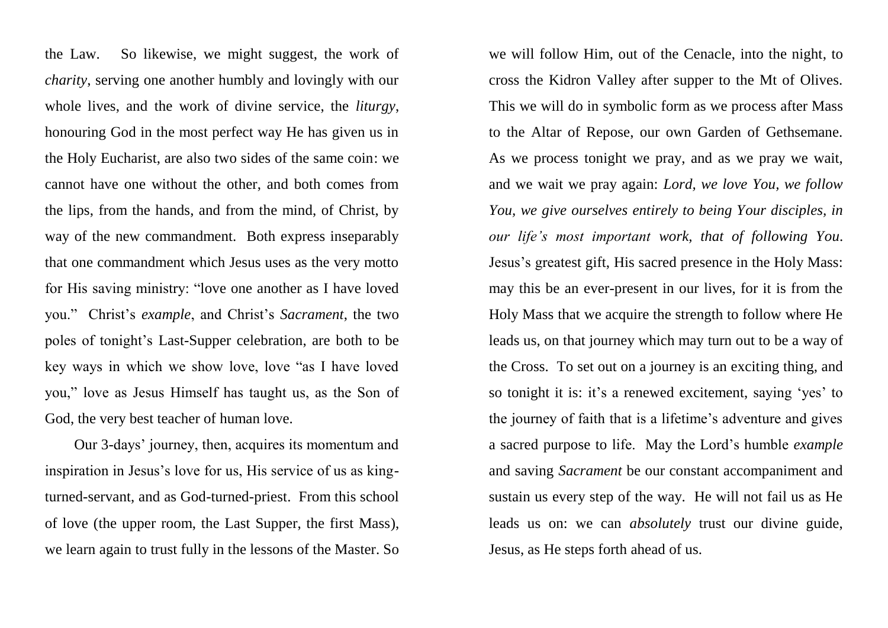the Law. So likewise, we might suggest, the work of *charity*, serving one another humbly and lovingly with our whole lives, and the work of divine service, the *liturgy*, honouring God in the most perfect way He has given us in the Holy Eucharist, are also two sides of the same coin: we cannot have one without the other, and both comes from the lips, from the hands, and from the mind, of Christ, by way of the new commandment. Both express inseparably that one commandment which Jesus uses as the very motto for His saving ministry: "love one another as I have loved you." Christ's *example*, and Christ's *Sacrament*, the two poles of tonight's Last-Supper celebration, are both to be key ways in which we show love, love "as I have loved you," love as Jesus Himself has taught us, as the Son of God, the very best teacher of human love.

Our 3-days' journey, then, acquires its momentum and inspiration in Jesus's love for us, His service of us as king-turned-servant, and as God-turned-priest. From this school of love (the upper room, the Last Supper, the first Mass), we learn again to trust fully in the lessons of the Master. So we will follow Him, out of the Cenacle, into the night, to cross the Kidron Valley after supper to the Mt of Olives. This we will do in symbolic form as we process after Mass to the Altar of Repose, our own Garden of Gethsemane. As we process tonight we pray, and as we pray we wait, and we wait we pray again: *Lord, we love You, we follow You, we give ourselves entirely to being Your disciples, in our life's most important work, that of following You.* Jesus's greatest gift, His sacred presence in the Holy Mass: may this be an ever-present in our lives, for it is from the Holy Mass that we acquire the strength to follow where He leads us, on that journey which may turn out to be a way of the Cross. To set out on a journey is an exciting thing, and so tonight it is: it's a renewed excitement, saying 'yes' to the journey of faith that is a lifetime's adventure and gives a sacred purpose to life. May the Lord's humble *example* and saving *Sacrament* be our constant accompaniment and sustain us every step of the way. He will not fail us as He leads us on: we can *absolutely* trust our divine guide, Jesus, as He steps forth ahead of us.